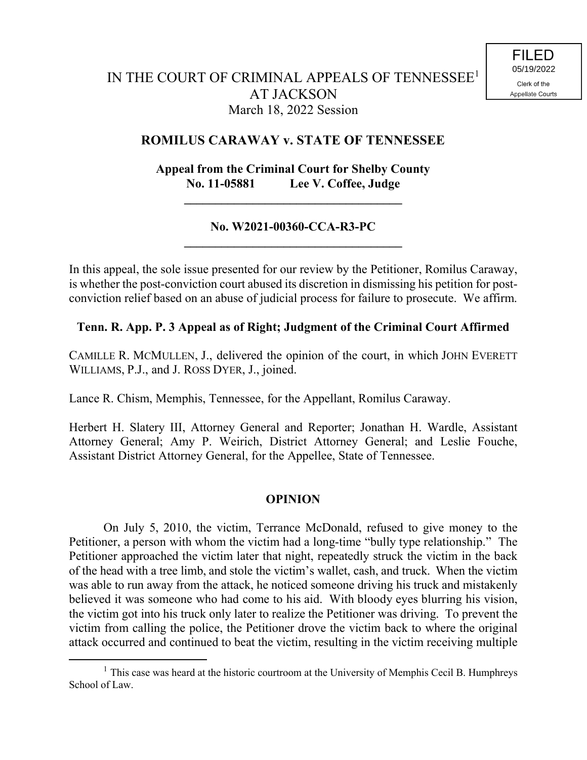FILED
05/19/2022
Clerk of the
Appellate Courts

# IN THE COURT OF CRIMINAL APPEALS OF TENNESSEE[1]
## AT JACKSON
March 18, 2022 Session

### ROMILUS CARAWAY v. STATE OF TENNESSEE

**Appeal from the Criminal Court for Shelby County**
**No. 11-05881 Lee V. Coffee, Judge**

---

**No. W2021-00360-CCA-R3-PC**

---

In this appeal, the sole issue presented for our review by the Petitioner, Romilus Caraway, is whether the post-conviction court abused its discretion in dismissing his petition for post-conviction relief based on an abuse of judicial process for failure to prosecute. We affirm.

**Tenn. R. App. P. 3 Appeal as of Right; Judgment of the Criminal Court Affirmed**

CAMILLE R. MCMULLEN, J., delivered the opinion of the court, in which JOHN EVERETT WILLIAMS, P.J., and J. ROSS DYER, J., joined.

Lance R. Chism, Memphis, Tennessee, for the Appellant, Romilus Caraway.

Herbert H. Slatery III, Attorney General and Reporter; Jonathan H. Wardle, Assistant Attorney General; Amy P. Weirich, District Attorney General; and Leslie Fouche, Assistant District Attorney General, for the Appellee, State of Tennessee.

## OPINION

On July 5, 2010, the victim, Terrance McDonald, refused to give money to the Petitioner, a person with whom the victim had a long-time "bully type relationship." The Petitioner approached the victim later that night, repeatedly struck the victim in the back of the head with a tree limb, and stole the victim's wallet, cash, and truck. When the victim was able to run away from the attack, he noticed someone driving his truck and mistakenly believed it was someone who had come to his aid. With bloody eyes blurring his vision, the victim got into his truck only later to realize the Petitioner was driving. To prevent the victim from calling the police, the Petitioner drove the victim back to where the original attack occurred and continued to beat the victim, resulting in the victim receiving multiple

---

[1] This case was heard at the historic courtroom at the University of Memphis Cecil B. Humphreys School of Law.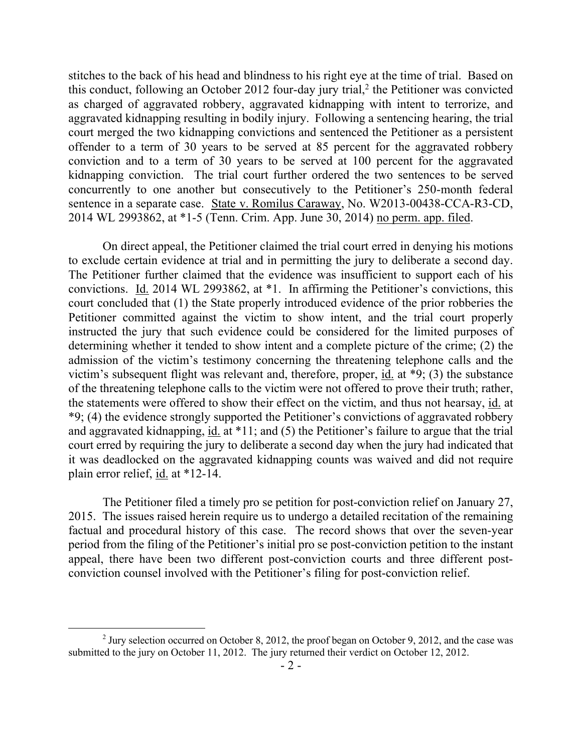stitches to the back of his head and blindness to his right eye at the time of trial. Based on this conduct, following an October 2012 four-day jury trial,[2] the Petitioner was convicted as charged of aggravated robbery, aggravated kidnapping with intent to terrorize, and aggravated kidnapping resulting in bodily injury. Following a sentencing hearing, the trial court merged the two kidnapping convictions and sentenced the Petitioner as a persistent offender to a term of 30 years to be served at 85 percent for the aggravated robbery conviction and to a term of 30 years to be served at 100 percent for the aggravated kidnapping conviction. The trial court further ordered the two sentences to be served concurrently to one another but consecutively to the Petitioner's 250-month federal sentence in a separate case. State v. Romilus Caraway, No. W2013-00438-CCA-R3-CD, 2014 WL 2993862, at *1-5 (Tenn. Crim. App. June 30, 2014) no perm. app. filed.

On direct appeal, the Petitioner claimed the trial court erred in denying his motions to exclude certain evidence at trial and in permitting the jury to deliberate a second day. The Petitioner further claimed that the evidence was insufficient to support each of his convictions. Id. 2014 WL 2993862, at *1. In affirming the Petitioner's convictions, this court concluded that (1) the State properly introduced evidence of the prior robberies the Petitioner committed against the victim to show intent, and the trial court properly instructed the jury that such evidence could be considered for the limited purposes of determining whether it tended to show intent and a complete picture of the crime; (2) the admission of the victim's testimony concerning the threatening telephone calls and the victim's subsequent flight was relevant and, therefore, proper, id. at *9; (3) the substance of the threatening telephone calls to the victim were not offered to prove their truth; rather, the statements were offered to show their effect on the victim, and thus not hearsay, id. at *9; (4) the evidence strongly supported the Petitioner's convictions of aggravated robbery and aggravated kidnapping, id. at *11; and (5) the Petitioner's failure to argue that the trial court erred by requiring the jury to deliberate a second day when the jury had indicated that it was deadlocked on the aggravated kidnapping counts was waived and did not require plain error relief, id. at *12-14.

The Petitioner filed a timely pro se petition for post-conviction relief on January 27, 2015. The issues raised herein require us to undergo a detailed recitation of the remaining factual and procedural history of this case. The record shows that over the seven-year period from the filing of the Petitioner's initial pro se post-conviction petition to the instant appeal, there have been two different post-conviction courts and three different post-conviction counsel involved with the Petitioner's filing for post-conviction relief.

[2] Jury selection occurred on October 8, 2012, the proof began on October 9, 2012, and the case was submitted to the jury on October 11, 2012. The jury returned their verdict on October 12, 2012.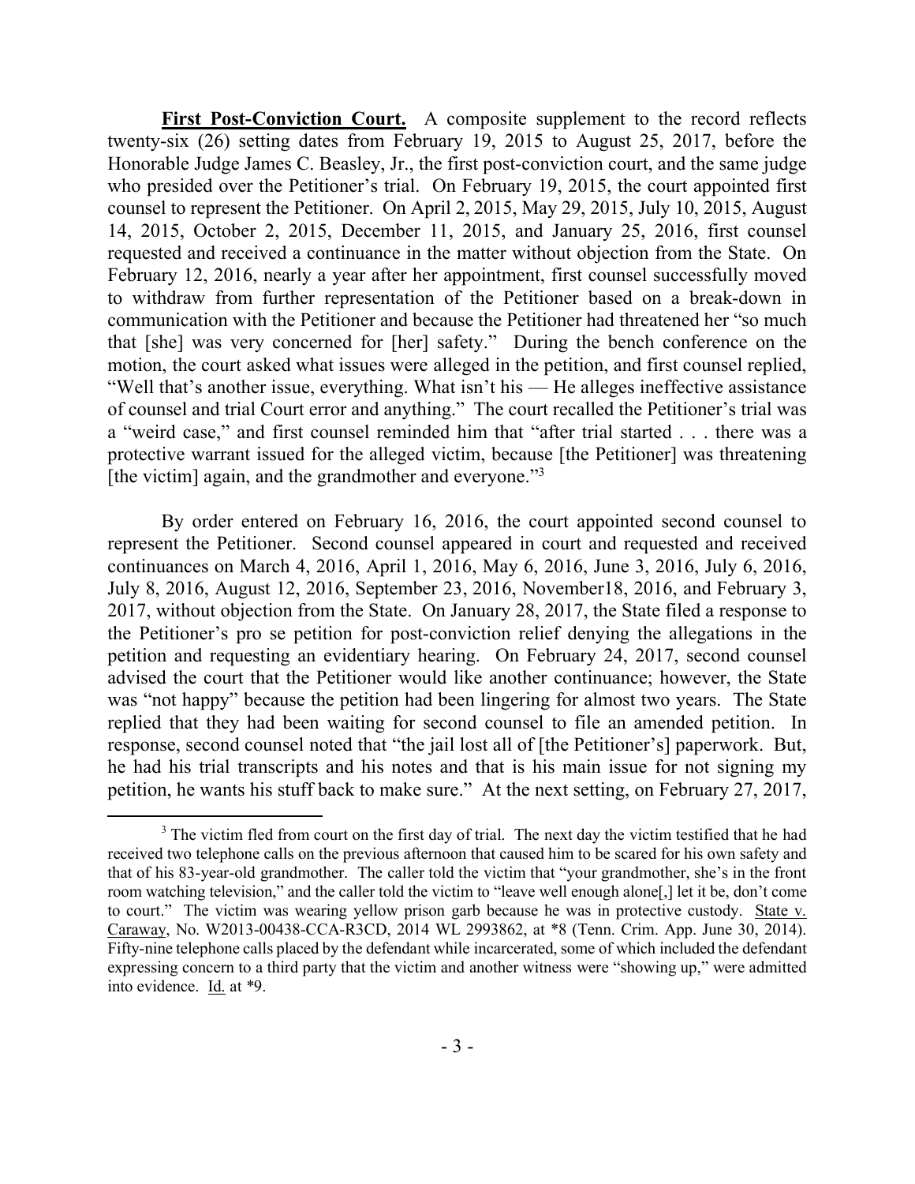**First Post-Conviction Court.** A composite supplement to the record reflects twenty-six (26) setting dates from February 19, 2015 to August 25, 2017, before the Honorable Judge James C. Beasley, Jr., the first post-conviction court, and the same judge who presided over the Petitioner's trial. On February 19, 2015, the court appointed first counsel to represent the Petitioner. On April 2, 2015, May 29, 2015, July 10, 2015, August 14, 2015, October 2, 2015, December 11, 2015, and January 25, 2016, first counsel requested and received a continuance in the matter without objection from the State. On February 12, 2016, nearly a year after her appointment, first counsel successfully moved to withdraw from further representation of the Petitioner based on a break-down in communication with the Petitioner and because the Petitioner had threatened her "so much that [she] was very concerned for [her] safety." During the bench conference on the motion, the court asked what issues were alleged in the petition, and first counsel replied, "Well that's another issue, everything. What isn't his — He alleges ineffective assistance of counsel and trial Court error and anything." The court recalled the Petitioner's trial was a "weird case," and first counsel reminded him that "after trial started . . . there was a protective warrant issued for the alleged victim, because [the Petitioner] was threatening [the victim] again, and the grandmother and everyone."[3]

By order entered on February 16, 2016, the court appointed second counsel to represent the Petitioner. Second counsel appeared in court and requested and received continuances on March 4, 2016, April 1, 2016, May 6, 2016, June 3, 2016, July 6, 2016, July 8, 2016, August 12, 2016, September 23, 2016, November18, 2016, and February 3, 2017, without objection from the State. On January 28, 2017, the State filed a response to the Petitioner's pro se petition for post-conviction relief denying the allegations in the petition and requesting an evidentiary hearing. On February 24, 2017, second counsel advised the court that the Petitioner would like another continuance; however, the State was "not happy" because the petition had been lingering for almost two years. The State replied that they had been waiting for second counsel to file an amended petition. In response, second counsel noted that "the jail lost all of [the Petitioner's] paperwork. But, he had his trial transcripts and his notes and that is his main issue for not signing my petition, he wants his stuff back to make sure." At the next setting, on February 27, 2017,

[3] The victim fled from court on the first day of trial. The next day the victim testified that he had received two telephone calls on the previous afternoon that caused him to be scared for his own safety and that of his 83-year-old grandmother. The caller told the victim that "your grandmother, she's in the front room watching television," and the caller told the victim to "leave well enough alone[,] let it be, don't come to court." The victim was wearing yellow prison garb because he was in protective custody. State v. Caraway, No. W2013-00438-CCA-R3CD, 2014 WL 2993862, at *8 (Tenn. Crim. App. June 30, 2014). Fifty-nine telephone calls placed by the defendant while incarcerated, some of which included the defendant expressing concern to a third party that the victim and another witness were "showing up," were admitted into evidence. Id. at *9.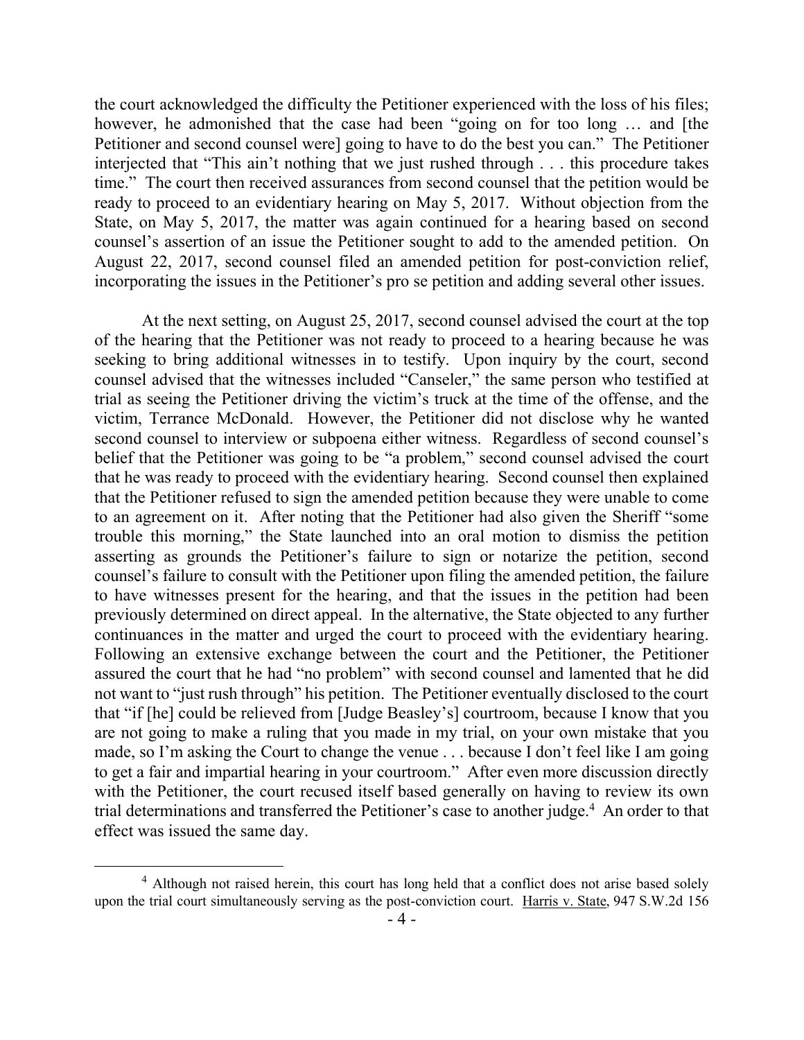the court acknowledged the difficulty the Petitioner experienced with the loss of his files; however, he admonished that the case had been "going on for too long … and [the Petitioner and second counsel were] going to have to do the best you can." The Petitioner interjected that "This ain't nothing that we just rushed through . . . this procedure takes time." The court then received assurances from second counsel that the petition would be ready to proceed to an evidentiary hearing on May 5, 2017. Without objection from the State, on May 5, 2017, the matter was again continued for a hearing based on second counsel's assertion of an issue the Petitioner sought to add to the amended petition. On August 22, 2017, second counsel filed an amended petition for post-conviction relief, incorporating the issues in the Petitioner's pro se petition and adding several other issues.

At the next setting, on August 25, 2017, second counsel advised the court at the top of the hearing that the Petitioner was not ready to proceed to a hearing because he was seeking to bring additional witnesses in to testify. Upon inquiry by the court, second counsel advised that the witnesses included "Canseler," the same person who testified at trial as seeing the Petitioner driving the victim's truck at the time of the offense, and the victim, Terrance McDonald. However, the Petitioner did not disclose why he wanted second counsel to interview or subpoena either witness. Regardless of second counsel's belief that the Petitioner was going to be "a problem," second counsel advised the court that he was ready to proceed with the evidentiary hearing. Second counsel then explained that the Petitioner refused to sign the amended petition because they were unable to come to an agreement on it. After noting that the Petitioner had also given the Sheriff "some trouble this morning," the State launched into an oral motion to dismiss the petition asserting as grounds the Petitioner's failure to sign or notarize the petition, second counsel's failure to consult with the Petitioner upon filing the amended petition, the failure to have witnesses present for the hearing, and that the issues in the petition had been previously determined on direct appeal. In the alternative, the State objected to any further continuances in the matter and urged the court to proceed with the evidentiary hearing. Following an extensive exchange between the court and the Petitioner, the Petitioner assured the court that he had "no problem" with second counsel and lamented that he did not want to "just rush through" his petition. The Petitioner eventually disclosed to the court that "if [he] could be relieved from [Judge Beasley's] courtroom, because I know that you are not going to make a ruling that you made in my trial, on your own mistake that you made, so I'm asking the Court to change the venue . . . because I don't feel like I am going to get a fair and impartial hearing in your courtroom." After even more discussion directly with the Petitioner, the court recused itself based generally on having to review its own trial determinations and transferred the Petitioner's case to another judge.[4] An order to that effect was issued the same day.

[4] Although not raised herein, this court has long held that a conflict does not arise based solely upon the trial court simultaneously serving as the post-conviction court. Harris v. State, 947 S.W.2d 156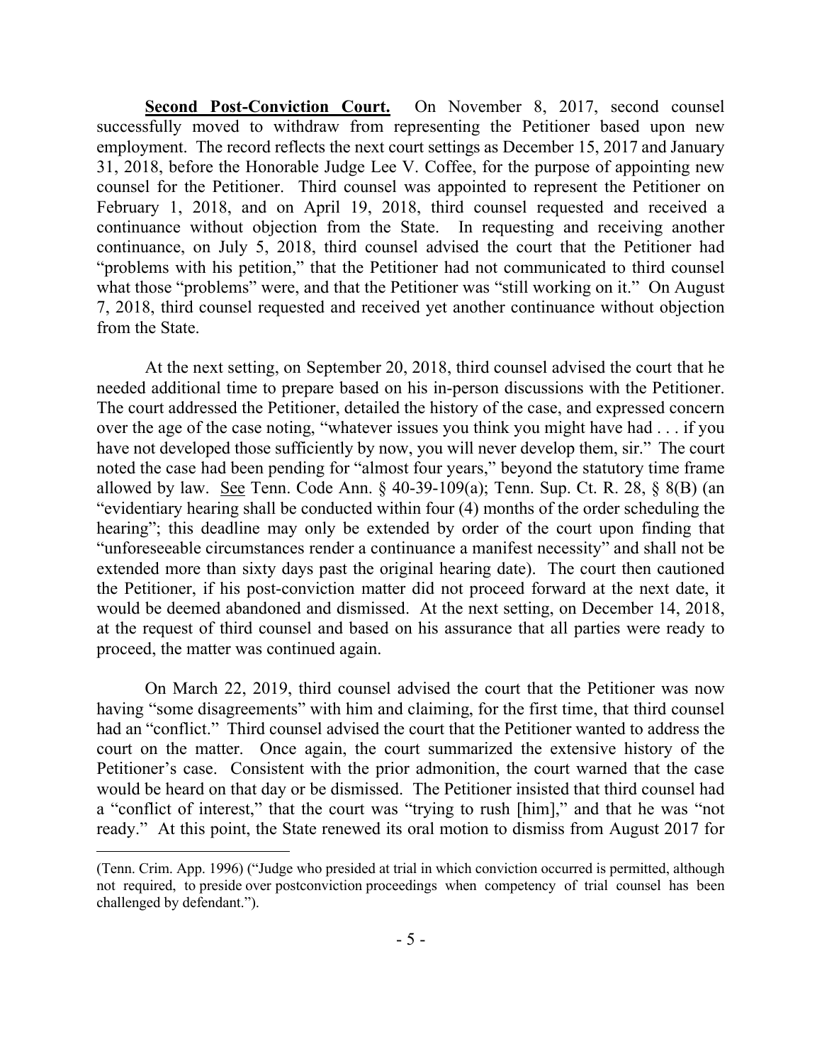**Second Post-Conviction Court.** On November 8, 2017, second counsel successfully moved to withdraw from representing the Petitioner based upon new employment. The record reflects the next court settings as December 15, 2017 and January 31, 2018, before the Honorable Judge Lee V. Coffee, for the purpose of appointing new counsel for the Petitioner. Third counsel was appointed to represent the Petitioner on February 1, 2018, and on April 19, 2018, third counsel requested and received a continuance without objection from the State. In requesting and receiving another continuance, on July 5, 2018, third counsel advised the court that the Petitioner had "problems with his petition," that the Petitioner had not communicated to third counsel what those "problems" were, and that the Petitioner was "still working on it." On August 7, 2018, third counsel requested and received yet another continuance without objection from the State.

At the next setting, on September 20, 2018, third counsel advised the court that he needed additional time to prepare based on his in-person discussions with the Petitioner. The court addressed the Petitioner, detailed the history of the case, and expressed concern over the age of the case noting, "whatever issues you think you might have had . . . if you have not developed those sufficiently by now, you will never develop them, sir." The court noted the case had been pending for "almost four years," beyond the statutory time frame allowed by law. See Tenn. Code Ann. § 40-39-109(a); Tenn. Sup. Ct. R. 28, § 8(B) (an "evidentiary hearing shall be conducted within four (4) months of the order scheduling the hearing"; this deadline may only be extended by order of the court upon finding that "unforeseeable circumstances render a continuance a manifest necessity" and shall not be extended more than sixty days past the original hearing date). The court then cautioned the Petitioner, if his post-conviction matter did not proceed forward at the next date, it would be deemed abandoned and dismissed. At the next setting, on December 14, 2018, at the request of third counsel and based on his assurance that all parties were ready to proceed, the matter was continued again.

On March 22, 2019, third counsel advised the court that the Petitioner was now having "some disagreements" with him and claiming, for the first time, that third counsel had an "conflict." Third counsel advised the court that the Petitioner wanted to address the court on the matter. Once again, the court summarized the extensive history of the Petitioner's case. Consistent with the prior admonition, the court warned that the case would be heard on that day or be dismissed. The Petitioner insisted that third counsel had a "conflict of interest," that the court was "trying to rush [him]," and that he was "not ready." At this point, the State renewed its oral motion to dismiss from August 2017 for

---

(Tenn. Crim. App. 1996) ("Judge who presided at trial in which conviction occurred is permitted, although not required, to preside over postconviction proceedings when competency of trial counsel has been challenged by defendant.").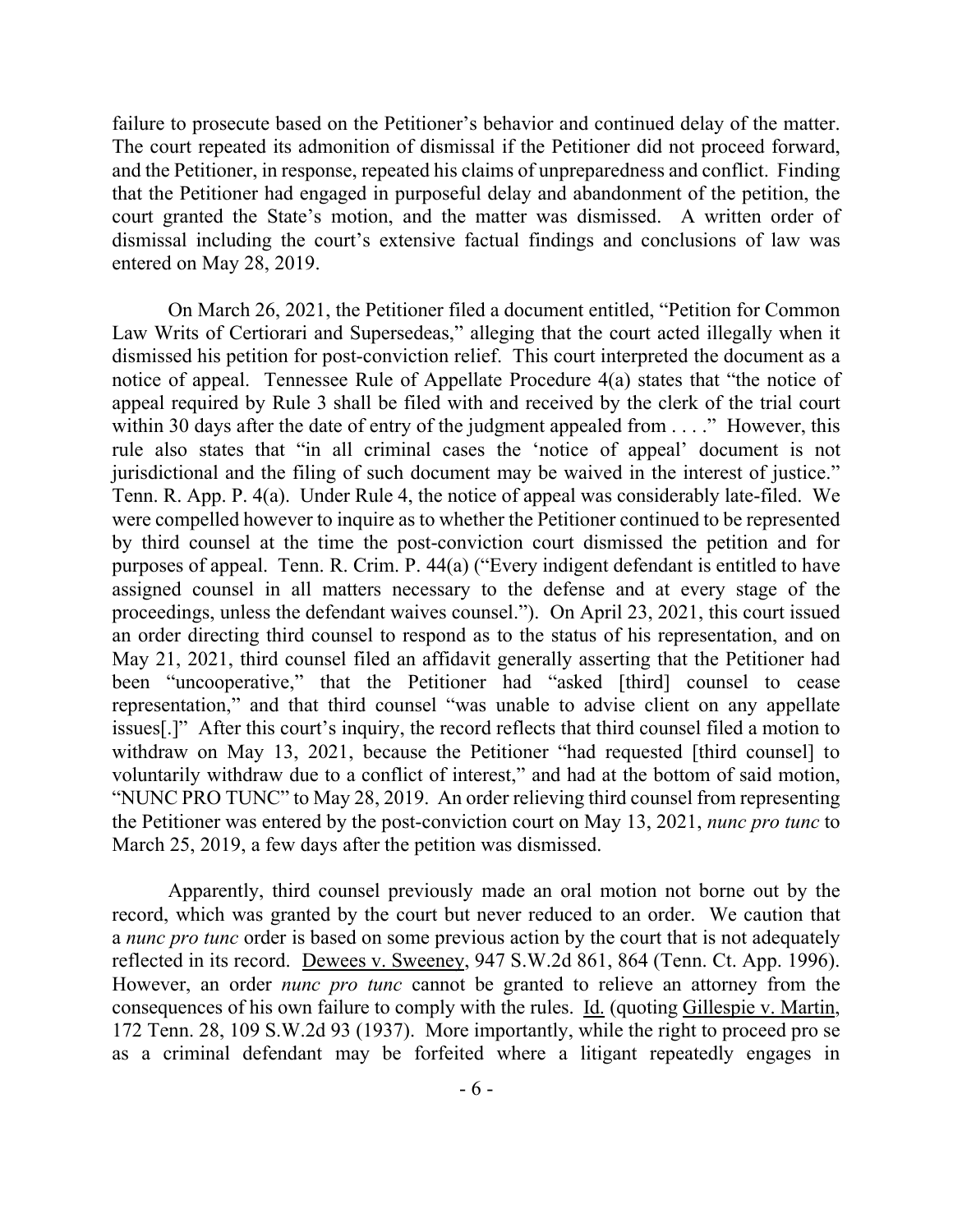failure to prosecute based on the Petitioner's behavior and continued delay of the matter. The court repeated its admonition of dismissal if the Petitioner did not proceed forward, and the Petitioner, in response, repeated his claims of unpreparedness and conflict. Finding that the Petitioner had engaged in purposeful delay and abandonment of the petition, the court granted the State's motion, and the matter was dismissed. A written order of dismissal including the court's extensive factual findings and conclusions of law was entered on May 28, 2019.

On March 26, 2021, the Petitioner filed a document entitled, "Petition for Common Law Writs of Certiorari and Supersedeas," alleging that the court acted illegally when it dismissed his petition for post-conviction relief. This court interpreted the document as a notice of appeal. Tennessee Rule of Appellate Procedure 4(a) states that "the notice of appeal required by Rule 3 shall be filed with and received by the clerk of the trial court within 30 days after the date of entry of the judgment appealed from . . . ." However, this rule also states that "in all criminal cases the 'notice of appeal' document is not jurisdictional and the filing of such document may be waived in the interest of justice." Tenn. R. App. P. 4(a). Under Rule 4, the notice of appeal was considerably late-filed. We were compelled however to inquire as to whether the Petitioner continued to be represented by third counsel at the time the post-conviction court dismissed the petition and for purposes of appeal. Tenn. R. Crim. P. 44(a) ("Every indigent defendant is entitled to have assigned counsel in all matters necessary to the defense and at every stage of the proceedings, unless the defendant waives counsel."). On April 23, 2021, this court issued an order directing third counsel to respond as to the status of his representation, and on May 21, 2021, third counsel filed an affidavit generally asserting that the Petitioner had been "uncooperative," that the Petitioner had "asked [third] counsel to cease representation," and that third counsel "was unable to advise client on any appellate issues[.]" After this court's inquiry, the record reflects that third counsel filed a motion to withdraw on May 13, 2021, because the Petitioner "had requested [third counsel] to voluntarily withdraw due to a conflict of interest," and had at the bottom of said motion, "NUNC PRO TUNC" to May 28, 2019. An order relieving third counsel from representing the Petitioner was entered by the post-conviction court on May 13, 2021, *nunc pro tunc* to March 25, 2019, a few days after the petition was dismissed.

Apparently, third counsel previously made an oral motion not borne out by the record, which was granted by the court but never reduced to an order. We caution that a *nunc pro tunc* order is based on some previous action by the court that is not adequately reflected in its record. Dewees v. Sweeney, 947 S.W.2d 861, 864 (Tenn. Ct. App. 1996). However, an order *nunc pro tunc* cannot be granted to relieve an attorney from the consequences of his own failure to comply with the rules. Id. (quoting Gillespie v. Martin, 172 Tenn. 28, 109 S.W.2d 93 (1937). More importantly, while the right to proceed pro se as a criminal defendant may be forfeited where a litigant repeatedly engages in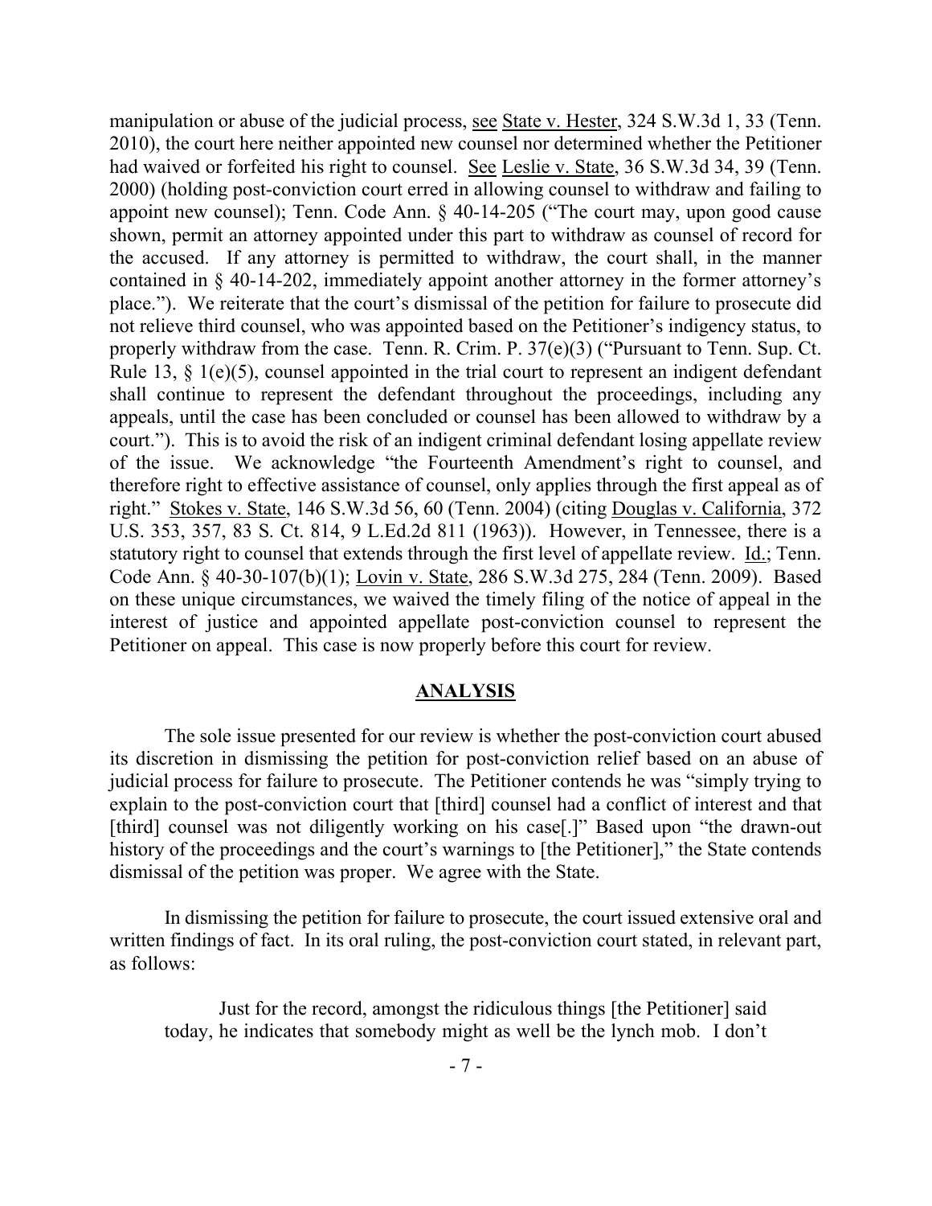manipulation or abuse of the judicial process, see State v. Hester, 324 S.W.3d 1, 33 (Tenn. 2010), the court here neither appointed new counsel nor determined whether the Petitioner had waived or forfeited his right to counsel. See Leslie v. State, 36 S.W.3d 34, 39 (Tenn. 2000) (holding post-conviction court erred in allowing counsel to withdraw and failing to appoint new counsel); Tenn. Code Ann. § 40-14-205 ("The court may, upon good cause shown, permit an attorney appointed under this part to withdraw as counsel of record for the accused. If any attorney is permitted to withdraw, the court shall, in the manner contained in § 40-14-202, immediately appoint another attorney in the former attorney's place."). We reiterate that the court's dismissal of the petition for failure to prosecute did not relieve third counsel, who was appointed based on the Petitioner's indigency status, to properly withdraw from the case. Tenn. R. Crim. P. 37(e)(3) ("Pursuant to Tenn. Sup. Ct. Rule 13, § 1(e)(5), counsel appointed in the trial court to represent an indigent defendant shall continue to represent the defendant throughout the proceedings, including any appeals, until the case has been concluded or counsel has been allowed to withdraw by a court."). This is to avoid the risk of an indigent criminal defendant losing appellate review of the issue. We acknowledge "the Fourteenth Amendment's right to counsel, and therefore right to effective assistance of counsel, only applies through the first appeal as of right." Stokes v. State, 146 S.W.3d 56, 60 (Tenn. 2004) (citing Douglas v. California, 372 U.S. 353, 357, 83 S. Ct. 814, 9 L.Ed.2d 811 (1963)). However, in Tennessee, there is a statutory right to counsel that extends through the first level of appellate review. Id.; Tenn. Code Ann. § 40-30-107(b)(1); Lovin v. State, 286 S.W.3d 275, 284 (Tenn. 2009). Based on these unique circumstances, we waived the timely filing of the notice of appeal in the interest of justice and appointed appellate post-conviction counsel to represent the Petitioner on appeal. This case is now properly before this court for review.

## ANALYSIS

The sole issue presented for our review is whether the post-conviction court abused its discretion in dismissing the petition for post-conviction relief based on an abuse of judicial process for failure to prosecute. The Petitioner contends he was "simply trying to explain to the post-conviction court that [third] counsel had a conflict of interest and that [third] counsel was not diligently working on his case[.]" Based upon "the drawn-out history of the proceedings and the court's warnings to [the Petitioner]," the State contends dismissal of the petition was proper. We agree with the State.

In dismissing the petition for failure to prosecute, the court issued extensive oral and written findings of fact. In its oral ruling, the post-conviction court stated, in relevant part, as follows:

> Just for the record, amongst the ridiculous things [the Petitioner] said today, he indicates that somebody might as well be the lynch mob. I don't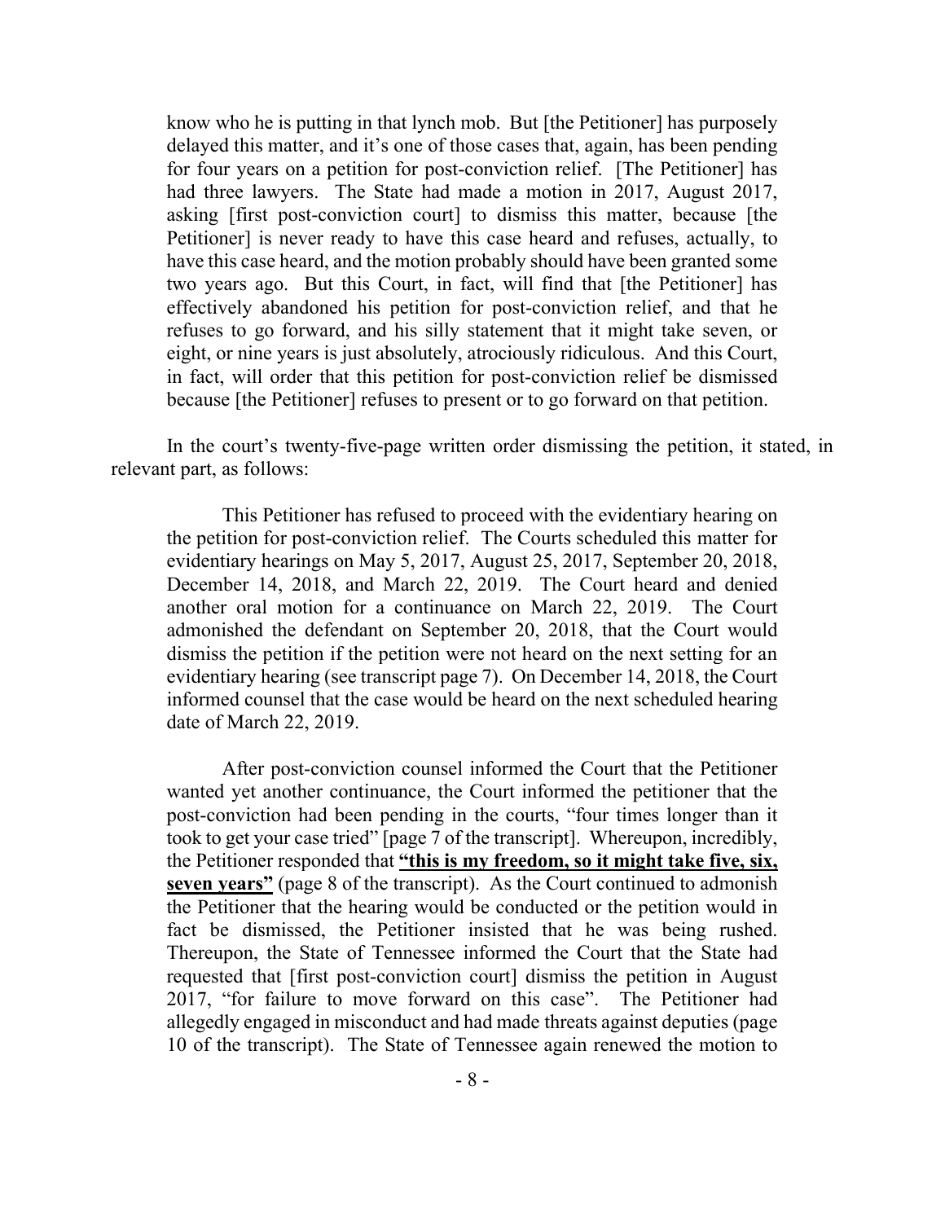> know who he is putting in that lynch mob. But [the Petitioner] has purposely delayed this matter, and it's one of those cases that, again, has been pending for four years on a petition for post-conviction relief. [The Petitioner] has had three lawyers. The State had made a motion in 2017, August 2017, asking [first post-conviction court] to dismiss this matter, because [the Petitioner] is never ready to have this case heard and refuses, actually, to have this case heard, and the motion probably should have been granted some two years ago. But this Court, in fact, will find that [the Petitioner] has effectively abandoned his petition for post-conviction relief, and that he refuses to go forward, and his silly statement that it might take seven, or eight, or nine years is just absolutely, atrociously ridiculous. And this Court, in fact, will order that this petition for post-conviction relief be dismissed because [the Petitioner] refuses to present or to go forward on that petition.

In the court's twenty-five-page written order dismissing the petition, it stated, in relevant part, as follows:

> This Petitioner has refused to proceed with the evidentiary hearing on the petition for post-conviction relief. The Courts scheduled this matter for evidentiary hearings on May 5, 2017, August 25, 2017, September 20, 2018, December 14, 2018, and March 22, 2019. The Court heard and denied another oral motion for a continuance on March 22, 2019. The Court admonished the defendant on September 20, 2018, that the Court would dismiss the petition if the petition were not heard on the next setting for an evidentiary hearing (see transcript page 7). On December 14, 2018, the Court informed counsel that the case would be heard on the next scheduled hearing date of March 22, 2019.
>
> After post-conviction counsel informed the Court that the Petitioner wanted yet another continuance, the Court informed the petitioner that the post-conviction had been pending in the courts, "four times longer than it took to get your case tried" [page 7 of the transcript]. Whereupon, incredibly, the Petitioner responded that **"this is my freedom, so it might take five, six, seven years"** (page 8 of the transcript). As the Court continued to admonish the Petitioner that the hearing would be conducted or the petition would in fact be dismissed, the Petitioner insisted that he was being rushed. Thereupon, the State of Tennessee informed the Court that the State had requested that [first post-conviction court] dismiss the petition in August 2017, "for failure to move forward on this case". The Petitioner had allegedly engaged in misconduct and had made threats against deputies (page 10 of the transcript). The State of Tennessee again renewed the motion to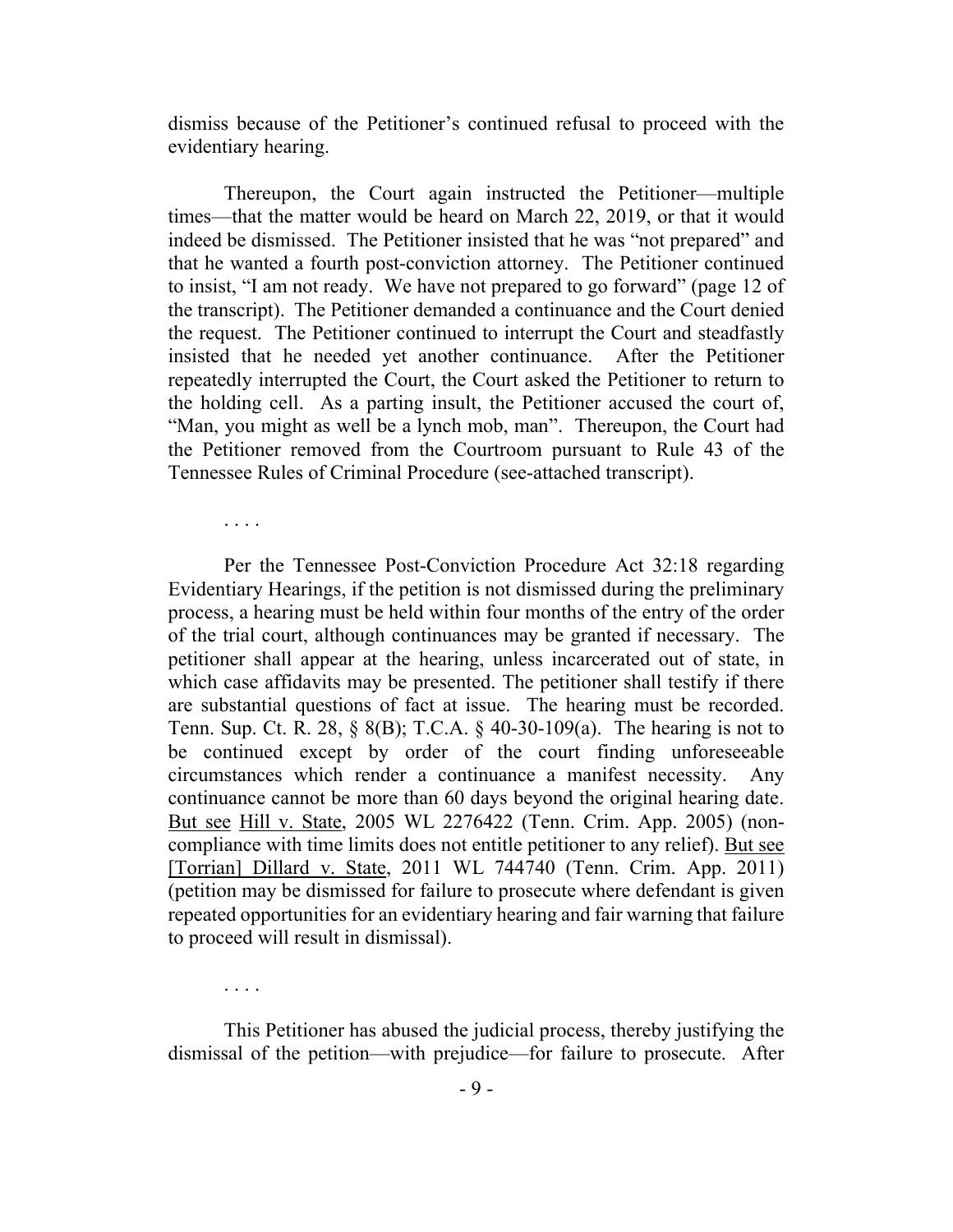dismiss because of the Petitioner's continued refusal to proceed with the evidentiary hearing.

Thereupon, the Court again instructed the Petitioner—multiple times—that the matter would be heard on March 22, 2019, or that it would indeed be dismissed. The Petitioner insisted that he was "not prepared" and that he wanted a fourth post-conviction attorney. The Petitioner continued to insist, "I am not ready. We have not prepared to go forward" (page 12 of the transcript). The Petitioner demanded a continuance and the Court denied the request. The Petitioner continued to interrupt the Court and steadfastly insisted that he needed yet another continuance. After the Petitioner repeatedly interrupted the Court, the Court asked the Petitioner to return to the holding cell. As a parting insult, the Petitioner accused the court of, "Man, you might as well be a lynch mob, man". Thereupon, the Court had the Petitioner removed from the Courtroom pursuant to Rule 43 of the Tennessee Rules of Criminal Procedure (see-attached transcript).

. . . .

Per the Tennessee Post-Conviction Procedure Act 32:18 regarding Evidentiary Hearings, if the petition is not dismissed during the preliminary process, a hearing must be held within four months of the entry of the order of the trial court, although continuances may be granted if necessary. The petitioner shall appear at the hearing, unless incarcerated out of state, in which case affidavits may be presented. The petitioner shall testify if there are substantial questions of fact at issue. The hearing must be recorded. Tenn. Sup. Ct. R. 28, § 8(B); T.C.A. § 40-30-109(a). The hearing is not to be continued except by order of the court finding unforeseeable circumstances which render a continuance a manifest necessity. Any continuance cannot be more than 60 days beyond the original hearing date. But see Hill v. State, 2005 WL 2276422 (Tenn. Crim. App. 2005) (non-compliance with time limits does not entitle petitioner to any relief). But see [Torrian] Dillard v. State, 2011 WL 744740 (Tenn. Crim. App. 2011) (petition may be dismissed for failure to prosecute where defendant is given repeated opportunities for an evidentiary hearing and fair warning that failure to proceed will result in dismissal).

. . . .

This Petitioner has abused the judicial process, thereby justifying the dismissal of the petition—with prejudice—for failure to prosecute. After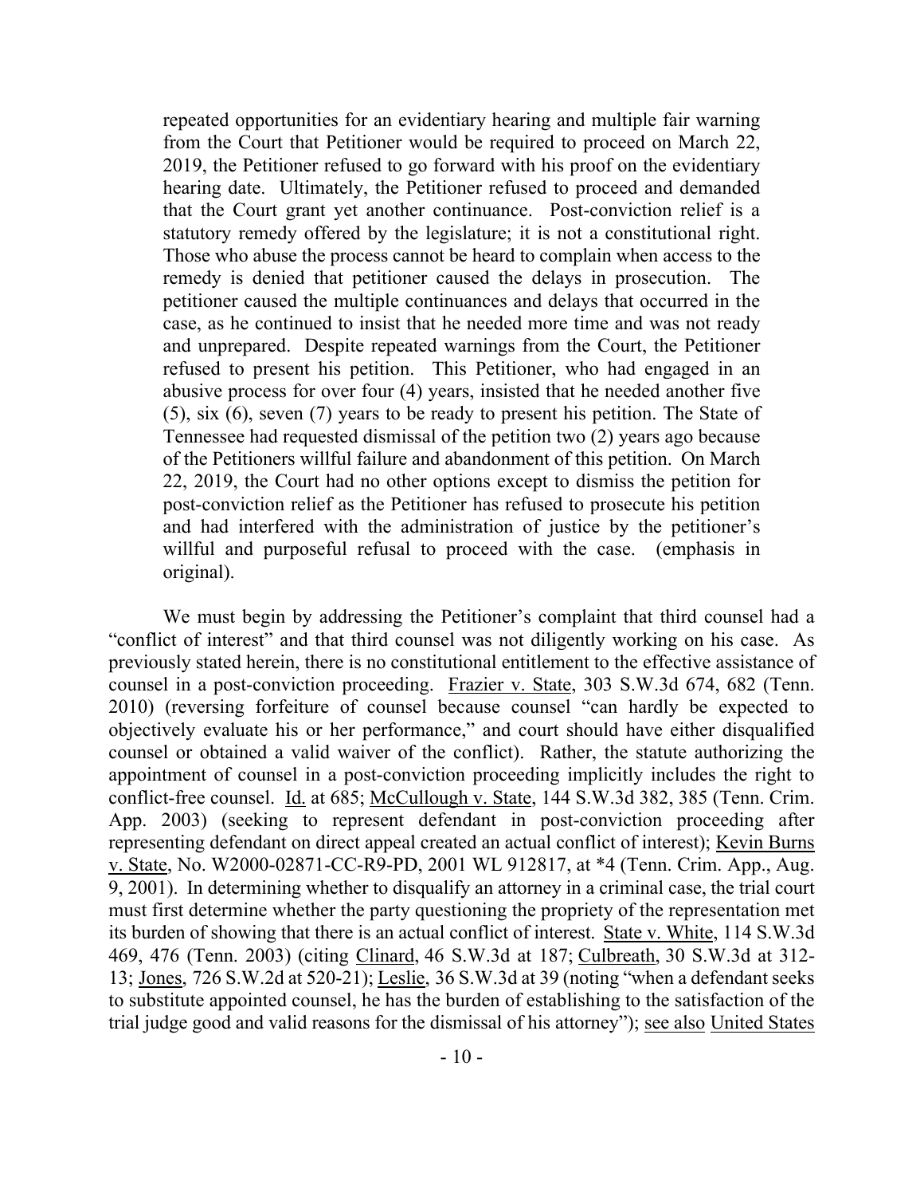> repeated opportunities for an evidentiary hearing and multiple fair warning from the Court that Petitioner would be required to proceed on March 22, 2019, the Petitioner refused to go forward with his proof on the evidentiary hearing date. Ultimately, the Petitioner refused to proceed and demanded that the Court grant yet another continuance. Post-conviction relief is a statutory remedy offered by the legislature; it is not a constitutional right. Those who abuse the process cannot be heard to complain when access to the remedy is denied that petitioner caused the delays in prosecution. The petitioner caused the multiple continuances and delays that occurred in the case, as he continued to insist that he needed more time and was not ready and unprepared. Despite repeated warnings from the Court, the Petitioner refused to present his petition. This Petitioner, who had engaged in an abusive process for over four (4) years, insisted that he needed another five (5), six (6), seven (7) years to be ready to present his petition. The State of Tennessee had requested dismissal of the petition two (2) years ago because of the Petitioners willful failure and abandonment of this petition. On March 22, 2019, the Court had no other options except to dismiss the petition for post-conviction relief as the Petitioner has refused to prosecute his petition and had interfered with the administration of justice by the petitioner's willful and purposeful refusal to proceed with the case. (emphasis in original).

We must begin by addressing the Petitioner's complaint that third counsel had a "conflict of interest" and that third counsel was not diligently working on his case. As previously stated herein, there is no constitutional entitlement to the effective assistance of counsel in a post-conviction proceeding. Frazier v. State, 303 S.W.3d 674, 682 (Tenn. 2010) (reversing forfeiture of counsel because counsel "can hardly be expected to objectively evaluate his or her performance," and court should have either disqualified counsel or obtained a valid waiver of the conflict). Rather, the statute authorizing the appointment of counsel in a post-conviction proceeding implicitly includes the right to conflict-free counsel. Id. at 685; McCullough v. State, 144 S.W.3d 382, 385 (Tenn. Crim. App. 2003) (seeking to represent defendant in post-conviction proceeding after representing defendant on direct appeal created an actual conflict of interest); Kevin Burns v. State, No. W2000-02871-CC-R9-PD, 2001 WL 912817, at \*4 (Tenn. Crim. App., Aug. 9, 2001). In determining whether to disqualify an attorney in a criminal case, the trial court must first determine whether the party questioning the propriety of the representation met its burden of showing that there is an actual conflict of interest. State v. White, 114 S.W.3d 469, 476 (Tenn. 2003) (citing Clinard, 46 S.W.3d at 187; Culbreath, 30 S.W.3d at 312-13; Jones, 726 S.W.2d at 520-21); Leslie, 36 S.W.3d at 39 (noting "when a defendant seeks to substitute appointed counsel, he has the burden of establishing to the satisfaction of the trial judge good and valid reasons for the dismissal of his attorney"); see also United States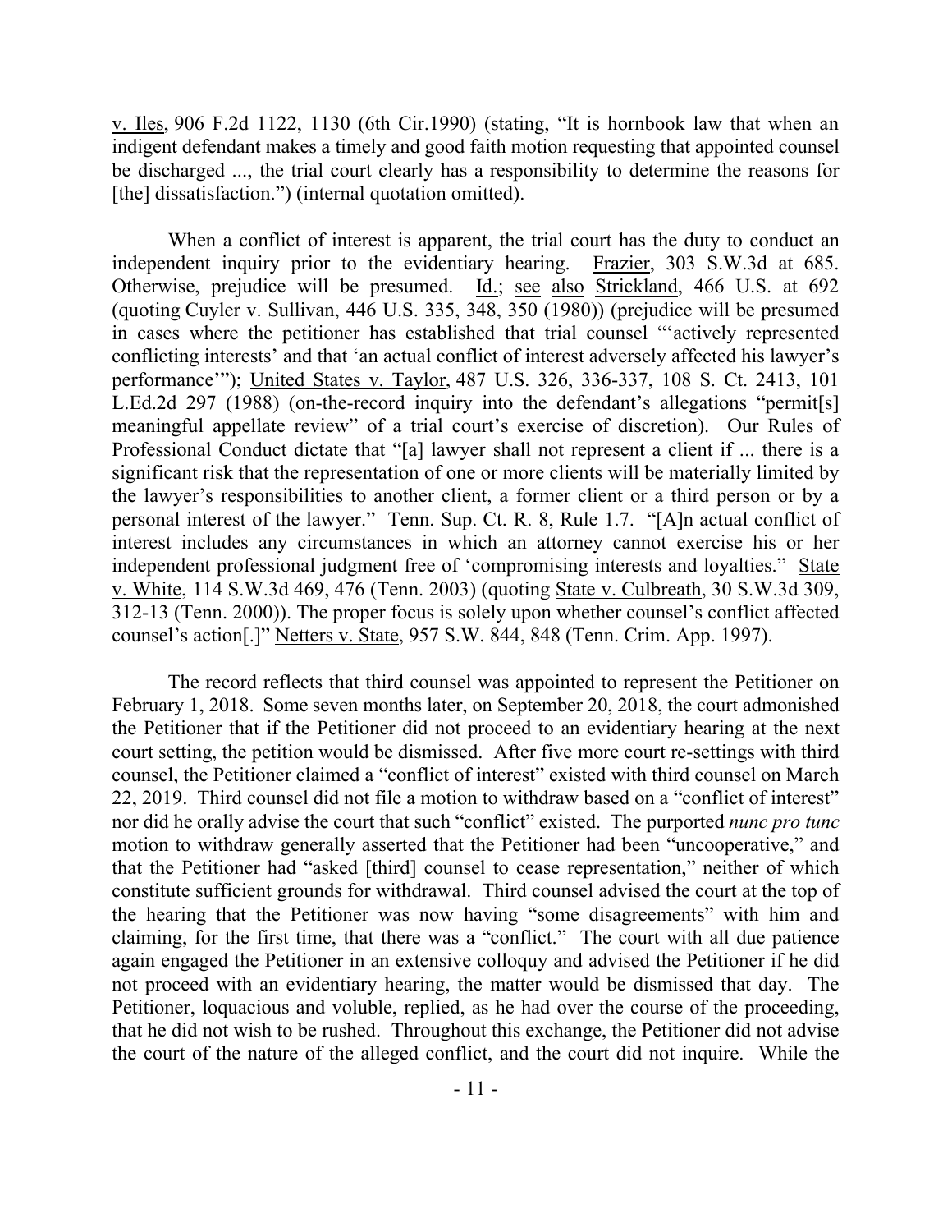v. Iles, 906 F.2d 1122, 1130 (6th Cir.1990) (stating, "It is hornbook law that when an indigent defendant makes a timely and good faith motion requesting that appointed counsel be discharged ..., the trial court clearly has a responsibility to determine the reasons for [the] dissatisfaction.") (internal quotation omitted).

When a conflict of interest is apparent, the trial court has the duty to conduct an independent inquiry prior to the evidentiary hearing. Frazier, 303 S.W.3d at 685. Otherwise, prejudice will be presumed. Id.; see also Strickland, 466 U.S. at 692 (quoting Cuyler v. Sullivan, 446 U.S. 335, 348, 350 (1980)) (prejudice will be presumed in cases where the petitioner has established that trial counsel "'actively represented conflicting interests' and that 'an actual conflict of interest adversely affected his lawyer's performance'"); United States v. Taylor, 487 U.S. 326, 336-337, 108 S. Ct. 2413, 101 L.Ed.2d 297 (1988) (on-the-record inquiry into the defendant's allegations "permit[s] meaningful appellate review" of a trial court's exercise of discretion). Our Rules of Professional Conduct dictate that "[a] lawyer shall not represent a client if ... there is a significant risk that the representation of one or more clients will be materially limited by the lawyer's responsibilities to another client, a former client or a third person or by a personal interest of the lawyer." Tenn. Sup. Ct. R. 8, Rule 1.7. "[A]n actual conflict of interest includes any circumstances in which an attorney cannot exercise his or her independent professional judgment free of 'compromising interests and loyalties." State v. White, 114 S.W.3d 469, 476 (Tenn. 2003) (quoting State v. Culbreath, 30 S.W.3d 309, 312-13 (Tenn. 2000)). The proper focus is solely upon whether counsel's conflict affected counsel's action[.]" Netters v. State, 957 S.W. 844, 848 (Tenn. Crim. App. 1997).

The record reflects that third counsel was appointed to represent the Petitioner on February 1, 2018. Some seven months later, on September 20, 2018, the court admonished the Petitioner that if the Petitioner did not proceed to an evidentiary hearing at the next court setting, the petition would be dismissed. After five more court re-settings with third counsel, the Petitioner claimed a "conflict of interest" existed with third counsel on March 22, 2019. Third counsel did not file a motion to withdraw based on a "conflict of interest" nor did he orally advise the court that such "conflict" existed. The purported *nunc pro tunc* motion to withdraw generally asserted that the Petitioner had been "uncooperative," and that the Petitioner had "asked [third] counsel to cease representation," neither of which constitute sufficient grounds for withdrawal. Third counsel advised the court at the top of the hearing that the Petitioner was now having "some disagreements" with him and claiming, for the first time, that there was a "conflict." The court with all due patience again engaged the Petitioner in an extensive colloquy and advised the Petitioner if he did not proceed with an evidentiary hearing, the matter would be dismissed that day. The Petitioner, loquacious and voluble, replied, as he had over the course of the proceeding, that he did not wish to be rushed. Throughout this exchange, the Petitioner did not advise the court of the nature of the alleged conflict, and the court did not inquire. While the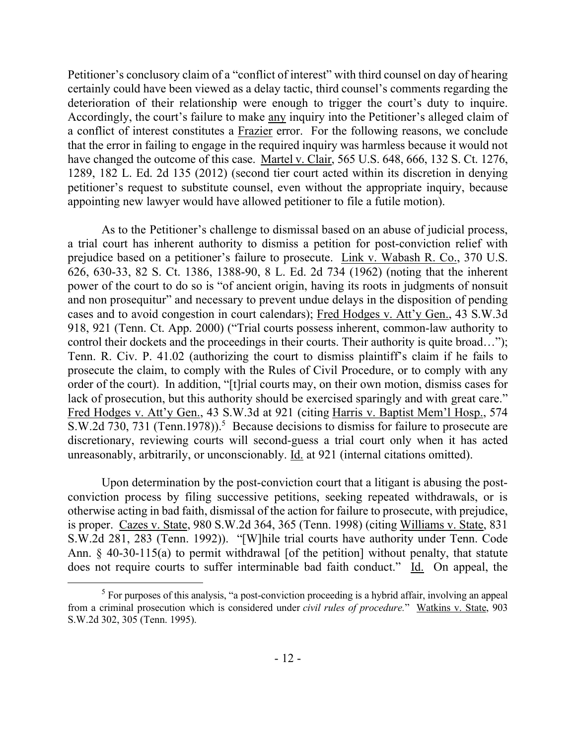Petitioner's conclusory claim of a "conflict of interest" with third counsel on day of hearing certainly could have been viewed as a delay tactic, third counsel's comments regarding the deterioration of their relationship were enough to trigger the court's duty to inquire. Accordingly, the court's failure to make any inquiry into the Petitioner's alleged claim of a conflict of interest constitutes a Frazier error. For the following reasons, we conclude that the error in failing to engage in the required inquiry was harmless because it would not have changed the outcome of this case. Martel v. Clair, 565 U.S. 648, 666, 132 S. Ct. 1276, 1289, 182 L. Ed. 2d 135 (2012) (second tier court acted within its discretion in denying petitioner's request to substitute counsel, even without the appropriate inquiry, because appointing new lawyer would have allowed petitioner to file a futile motion).

As to the Petitioner's challenge to dismissal based on an abuse of judicial process, a trial court has inherent authority to dismiss a petition for post-conviction relief with prejudice based on a petitioner's failure to prosecute. Link v. Wabash R. Co., 370 U.S. 626, 630-33, 82 S. Ct. 1386, 1388-90, 8 L. Ed. 2d 734 (1962) (noting that the inherent power of the court to do so is "of ancient origin, having its roots in judgments of nonsuit and non prosequitur" and necessary to prevent undue delays in the disposition of pending cases and to avoid congestion in court calendars); Fred Hodges v. Att'y Gen., 43 S.W.3d 918, 921 (Tenn. Ct. App. 2000) ("Trial courts possess inherent, common-law authority to control their dockets and the proceedings in their courts. Their authority is quite broad…"); Tenn. R. Civ. P. 41.02 (authorizing the court to dismiss plaintiff's claim if he fails to prosecute the claim, to comply with the Rules of Civil Procedure, or to comply with any order of the court). In addition, "[t]rial courts may, on their own motion, dismiss cases for lack of prosecution, but this authority should be exercised sparingly and with great care." Fred Hodges v. Att'y Gen., 43 S.W.3d at 921 (citing Harris v. Baptist Mem'l Hosp., 574 S.W.2d 730, 731 (Tenn.1978)).[5] Because decisions to dismiss for failure to prosecute are discretionary, reviewing courts will second-guess a trial court only when it has acted unreasonably, arbitrarily, or unconscionably. Id. at 921 (internal citations omitted).

Upon determination by the post-conviction court that a litigant is abusing the post-conviction process by filing successive petitions, seeking repeated withdrawals, or is otherwise acting in bad faith, dismissal of the action for failure to prosecute, with prejudice, is proper. Cazes v. State, 980 S.W.2d 364, 365 (Tenn. 1998) (citing Williams v. State, 831 S.W.2d 281, 283 (Tenn. 1992)). "[W]hile trial courts have authority under Tenn. Code Ann. § 40-30-115(a) to permit withdrawal [of the petition] without penalty, that statute does not require courts to suffer interminable bad faith conduct." Id. On appeal, the

[5] For purposes of this analysis, "a post-conviction proceeding is a hybrid affair, involving an appeal from a criminal prosecution which is considered under *civil rules of procedure.*" Watkins v. State, 903 S.W.2d 302, 305 (Tenn. 1995).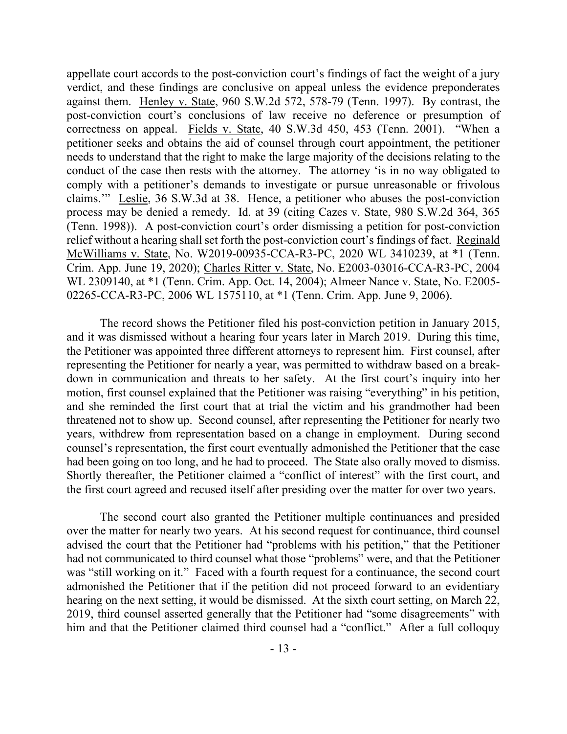appellate court accords to the post-conviction court's findings of fact the weight of a jury verdict, and these findings are conclusive on appeal unless the evidence preponderates against them. Henley v. State, 960 S.W.2d 572, 578-79 (Tenn. 1997). By contrast, the post-conviction court's conclusions of law receive no deference or presumption of correctness on appeal. Fields v. State, 40 S.W.3d 450, 453 (Tenn. 2001). "When a petitioner seeks and obtains the aid of counsel through court appointment, the petitioner needs to understand that the right to make the large majority of the decisions relating to the conduct of the case then rests with the attorney. The attorney 'is in no way obligated to comply with a petitioner's demands to investigate or pursue unreasonable or frivolous claims.'" Leslie, 36 S.W.3d at 38. Hence, a petitioner who abuses the post-conviction process may be denied a remedy. Id. at 39 (citing Cazes v. State, 980 S.W.2d 364, 365 (Tenn. 1998)). A post-conviction court's order dismissing a petition for post-conviction relief without a hearing shall set forth the post-conviction court's findings of fact. Reginald McWilliams v. State, No. W2019-00935-CCA-R3-PC, 2020 WL 3410239, at *1 (Tenn. Crim. App. June 19, 2020); Charles Ritter v. State, No. E2003-03016-CCA-R3-PC, 2004 WL 2309140, at *1 (Tenn. Crim. App. Oct. 14, 2004); Almeer Nance v. State, No. E2005-02265-CCA-R3-PC, 2006 WL 1575110, at *1 (Tenn. Crim. App. June 9, 2006).

The record shows the Petitioner filed his post-conviction petition in January 2015, and it was dismissed without a hearing four years later in March 2019. During this time, the Petitioner was appointed three different attorneys to represent him. First counsel, after representing the Petitioner for nearly a year, was permitted to withdraw based on a break-down in communication and threats to her safety. At the first court's inquiry into her motion, first counsel explained that the Petitioner was raising "everything" in his petition, and she reminded the first court that at trial the victim and his grandmother had been threatened not to show up. Second counsel, after representing the Petitioner for nearly two years, withdrew from representation based on a change in employment. During second counsel's representation, the first court eventually admonished the Petitioner that the case had been going on too long, and he had to proceed. The State also orally moved to dismiss. Shortly thereafter, the Petitioner claimed a "conflict of interest" with the first court, and the first court agreed and recused itself after presiding over the matter for over two years.

The second court also granted the Petitioner multiple continuances and presided over the matter for nearly two years. At his second request for continuance, third counsel advised the court that the Petitioner had "problems with his petition," that the Petitioner had not communicated to third counsel what those "problems" were, and that the Petitioner was "still working on it." Faced with a fourth request for a continuance, the second court admonished the Petitioner that if the petition did not proceed forward to an evidentiary hearing on the next setting, it would be dismissed. At the sixth court setting, on March 22, 2019, third counsel asserted generally that the Petitioner had "some disagreements" with him and that the Petitioner claimed third counsel had a "conflict." After a full colloquy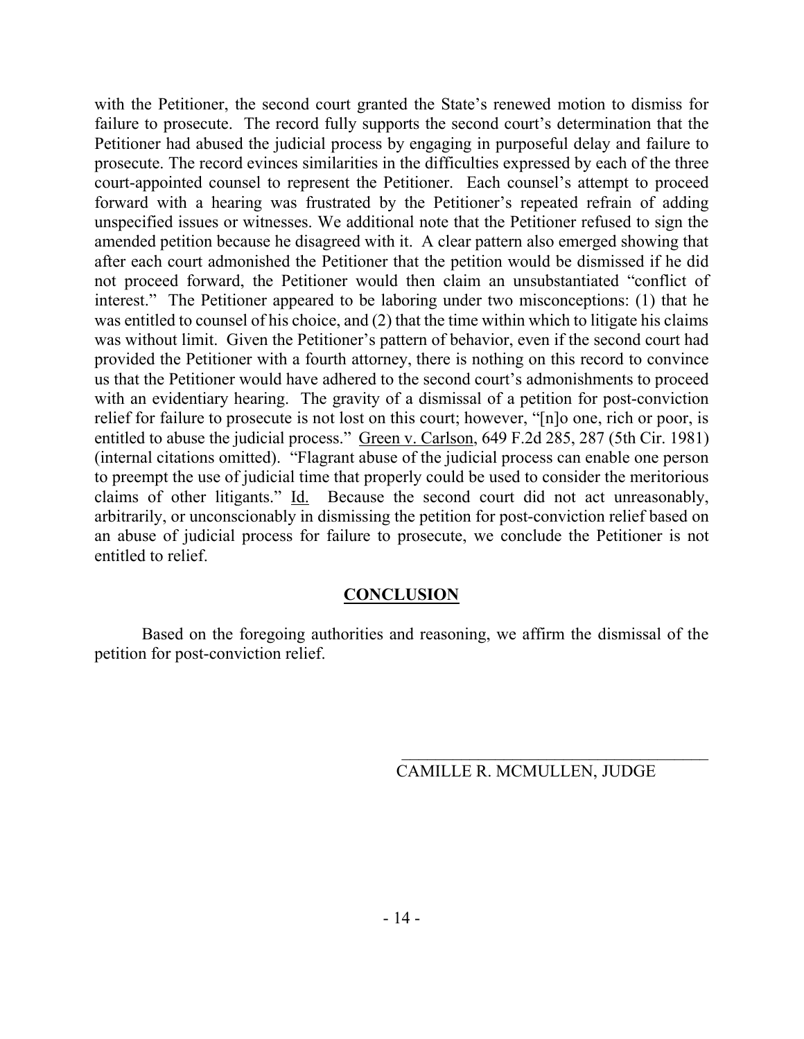with the Petitioner, the second court granted the State's renewed motion to dismiss for failure to prosecute. The record fully supports the second court's determination that the Petitioner had abused the judicial process by engaging in purposeful delay and failure to prosecute. The record evinces similarities in the difficulties expressed by each of the three court-appointed counsel to represent the Petitioner. Each counsel's attempt to proceed forward with a hearing was frustrated by the Petitioner's repeated refrain of adding unspecified issues or witnesses. We additional note that the Petitioner refused to sign the amended petition because he disagreed with it. A clear pattern also emerged showing that after each court admonished the Petitioner that the petition would be dismissed if he did not proceed forward, the Petitioner would then claim an unsubstantiated "conflict of interest." The Petitioner appeared to be laboring under two misconceptions: (1) that he was entitled to counsel of his choice, and (2) that the time within which to litigate his claims was without limit. Given the Petitioner's pattern of behavior, even if the second court had provided the Petitioner with a fourth attorney, there is nothing on this record to convince us that the Petitioner would have adhered to the second court's admonishments to proceed with an evidentiary hearing. The gravity of a dismissal of a petition for post-conviction relief for failure to prosecute is not lost on this court; however, "[n]o one, rich or poor, is entitled to abuse the judicial process." Green v. Carlson, 649 F.2d 285, 287 (5th Cir. 1981) (internal citations omitted). "Flagrant abuse of the judicial process can enable one person to preempt the use of judicial time that properly could be used to consider the meritorious claims of other litigants." Id. Because the second court did not act unreasonably, arbitrarily, or unconscionably in dismissing the petition for post-conviction relief based on an abuse of judicial process for failure to prosecute, we conclude the Petitioner is not entitled to relief.

## CONCLUSION

Based on the foregoing authorities and reasoning, we affirm the dismissal of the petition for post-conviction relief.

\_\_\_\_\_\_\_\_\_\_\_\_\_\_\_\_\_\_\_\_\_\_\_\_\_\_\_\_\_\_\_\_\_\_\_\_

CAMILLE R. MCMULLEN, JUDGE